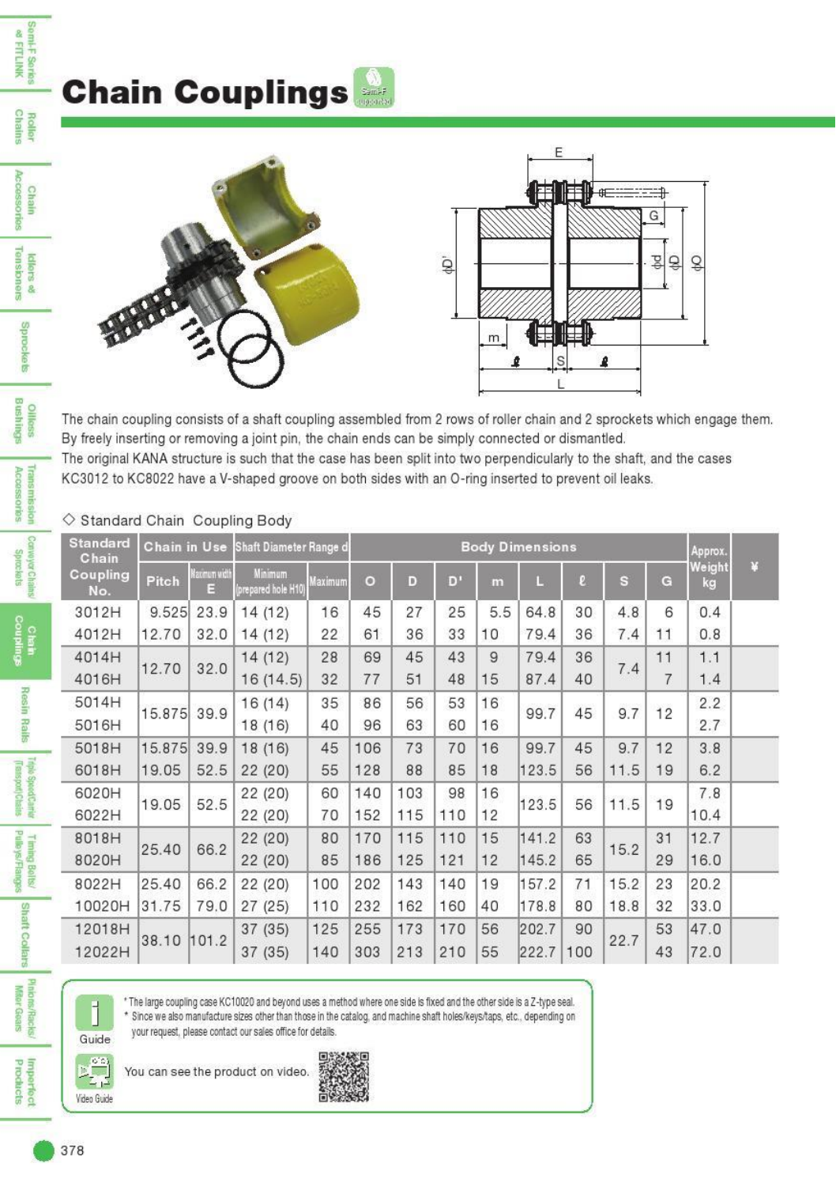# Chain Couplings

The chain coupling consists of a shaft coupling assembled from 2 rows of roller chain and 2 sprockets which engage them. By freely inserting or removing a joint pin, the chain ends can be simply connected or dismantled.
The original KANA structure is such that the case has been split into two perpendicularly to the shaft, and the cases KC3012 to KC8022 have a V-shaped groove on both sides with an O-ring inserted to prevent oil leaks.

◇ Standard Chain Coupling Body

| Standard Chain Coupling No. | Chain in Use | | Shaft Diameter Range d | | Body Dimensions | | | | | | | | Approx. Weight kg | ¥ |
|---|---|---|---|---|---|---|---|---|---|---|---|---|---|---|
| | Pitch | Maximum width E | Minimum (prepared hole H10) | Maximum | O | D | D' | m | L | ℓ | S | G | | |
| 3012H | 9.525 | 23.9 | 14 (12) | 16 | 45 | 27 | 25 | 5.5 | 64.8 | 30 | 4.8 | 6 | 0.4 | |
| 4012H | 12.70 | 32.0 | 14 (12) | 22 | 61 | 36 | 33 | 10 | 79.4 | 36 | 7.4 | 11 | 0.8 | |
| 4014H | 12.70 | 32.0 | 14 (12) | 28 | 69 | 45 | 43 | 9 | 79.4 | 36 | 7.4 | 11 | 1.1 | |
| 4016H | 12.70 | 32.0 | 16 (14.5) | 32 | 77 | 51 | 48 | 15 | 87.4 | 40 | 7.4 | 7 | 1.4 | |
| 5014H | 15.875 | 39.9 | 16 (14) | 35 | 86 | 56 | 53 | 16 | 99.7 | 45 | 9.7 | 12 | 2.2 | |
| 5016H | 15.875 | 39.9 | 18 (16) | 40 | 96 | 63 | 60 | 16 | 99.7 | 45 | 9.7 | 12 | 2.7 | |
| 5018H | 15.875 | 39.9 | 18 (16) | 45 | 106 | 73 | 70 | 16 | 99.7 | 45 | 9.7 | 12 | 3.8 | |
| 6018H | 19.05 | 52.5 | 22 (20) | 55 | 128 | 88 | 85 | 18 | 123.5 | 56 | 11.5 | 19 | 6.2 | |
| 6020H | 19.05 | 52.5 | 22 (20) | 60 | 140 | 103 | 98 | 16 | 123.5 | 56 | 11.5 | 19 | 7.8 | |
| 6022H | 19.05 | 52.5 | 22 (20) | 70 | 152 | 115 | 110 | 12 | 123.5 | 56 | 11.5 | 19 | 10.4 | |
| 8018H | 25.40 | 66.2 | 22 (20) | 80 | 170 | 115 | 110 | 15 | 141.2 | 63 | 15.2 | 31 | 12.7 | |
| 8020H | 25.40 | 66.2 | 22 (20) | 85 | 186 | 125 | 121 | 12 | 145.2 | 65 | 15.2 | 29 | 16.0 | |
| 8022H | 25.40 | 66.2 | 22 (20) | 100 | 202 | 143 | 140 | 19 | 157.2 | 71 | 15.2 | 23 | 20.2 | |
| 10020H | 31.75 | 79.0 | 27 (25) | 110 | 232 | 162 | 160 | 40 | 178.8 | 80 | 18.8 | 32 | 33.0 | |
| 12018H | 38.10 | 101.2 | 37 (35) | 125 | 255 | 173 | 170 | 56 | 202.7 | 90 | 22.7 | 53 | 47.0 | |
| 12022H | 38.10 | 101.2 | 37 (35) | 140 | 303 | 213 | 210 | 55 | 222.7 | 100 | 22.7 | 43 | 72.0 | |

Guide

* The large coupling case KC10020 and beyond uses a method where one side is fixed and the other side is a Z-type seal.
* Since we also manufacture sizes other than those in the catalog, and machine shaft holes/keys/taps, etc., depending on your request, please contact our sales office for details.

Video Guide

You can see the product on video.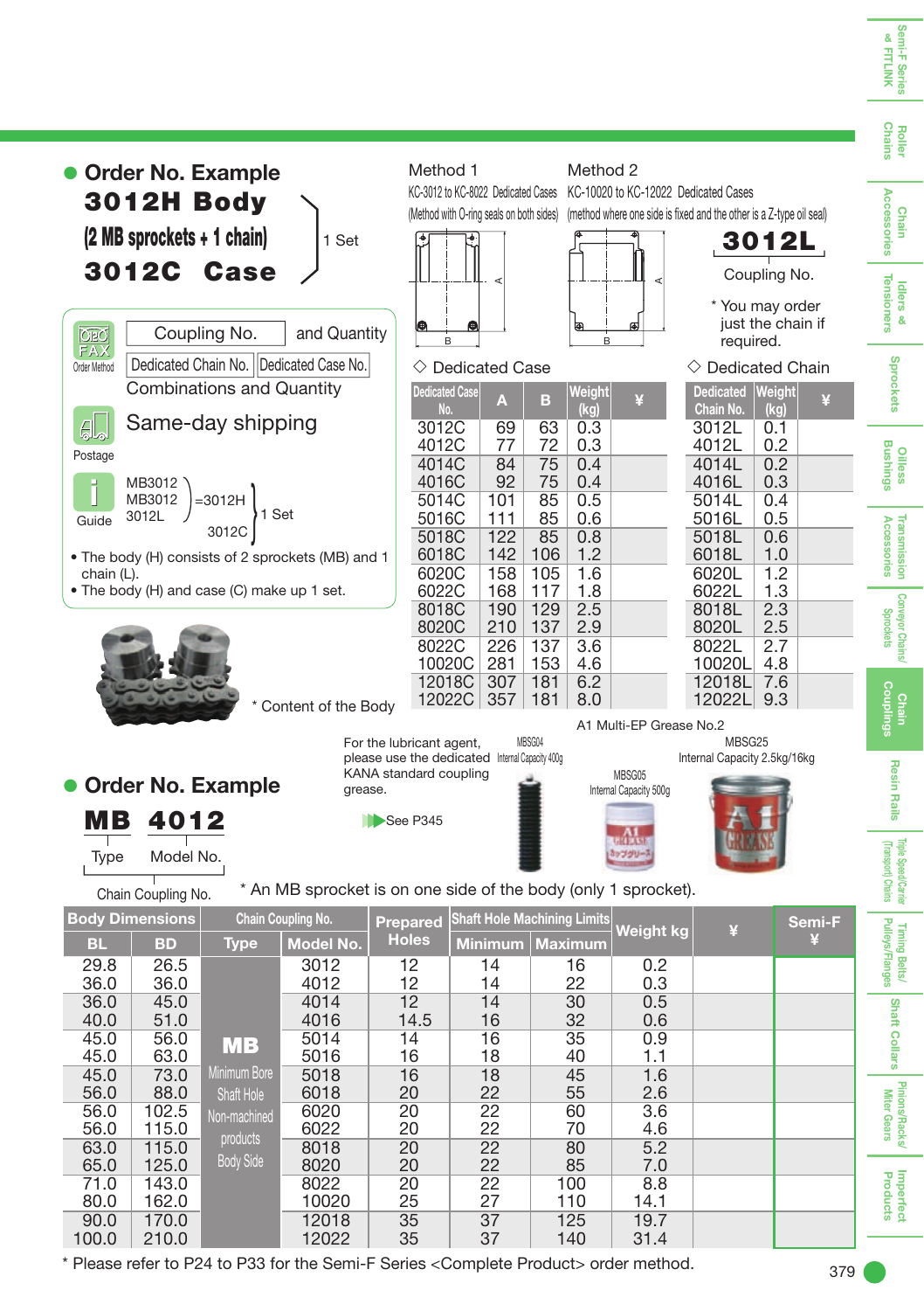## Order No. Example

**3012H Body**
**(2 MB sprockets + 1 chain)**
**3012C Case**

} 1 Set

FAX Order Method

Coupling No. and Quantity
Dedicated Chain No. | Dedicated Case No.
Combinations and Quantity

Postage

Same-day shipping

Guide

MB3012
MB3012 } =3012H
3012L
3012C } 1 Set

- The body (H) consists of 2 sprockets (MB) and 1 chain (L).
- The body (H) and case (C) make up 1 set.

* Content of the Body

Method 1
KC-3012 to KC-8022 Dedicated Cases
(Method with O-ring seals on both sides)

Method 2
KC-10020 to KC-12022 Dedicated Cases
(method where one side is fixed and the other is a Z-type oil seal)

**3012L**
Coupling No.

* You may order just the chain if required.

### ◇ Dedicated Case

| Dedicated Case No. | A | B | Weight (kg) | ¥ |
|---|---|---|---|---|
| 3012C | 69 | 63 | 0.3 | |
| 4012C | 77 | 72 | 0.3 | |
| 4014C | 84 | 75 | 0.4 | |
| 4016C | 92 | 75 | 0.4 | |
| 5014C | 101 | 85 | 0.5 | |
| 5016C | 111 | 85 | 0.6 | |
| 5018C | 122 | 85 | 0.8 | |
| 6018C | 142 | 106 | 1.2 | |
| 6020C | 158 | 105 | 1.6 | |
| 6022C | 168 | 117 | 1.8 | |
| 8018C | 190 | 129 | 2.5 | |
| 8020C | 210 | 137 | 2.9 | |
| 8022C | 226 | 137 | 3.6 | |
| 10020C | 281 | 153 | 4.6 | |
| 12018C | 307 | 181 | 6.2 | |
| 12022C | 357 | 181 | 8.0 | |

### ◇ Dedicated Chain

| Dedicated Chain No. | Weight (kg) | ¥ |
|---|---|---|
| 3012L | 0.1 | |
| 4012L | 0.2 | |
| 4014L | 0.2 | |
| 4016L | 0.3 | |
| 5014L | 0.4 | |
| 5016L | 0.5 | |
| 5018L | 0.6 | |
| 6018L | 1.0 | |
| 6020L | 1.2 | |
| 6022L | 1.3 | |
| 8018L | 2.3 | |
| 8020L | 2.5 | |
| 8022L | 2.7 | |
| 10020L | 4.8 | |
| 12018L | 7.6 | |
| 12022L | 9.3 | |

For the lubricant agent, please use the dedicated KANA standard coupling grease.

See P345

A1 Multi-EP Grease No.2

MBSG04 Internal Capacity 400g
MBSG05 Internal Capacity 500g
MBSG25 Internal Capacity 2.5kg/16kg

## Order No. Example

**MB 4012**
Type — Model No.
Chain Coupling No.

* An MB sprocket is on one side of the body (only 1 sprocket).

| Body Dimensions | | Chain Coupling No. | | Prepared Holes | Shaft Hole Machining Limits | | Weight kg | ¥ | Semi-F ¥ |
|---|---|---|---|---|---|---|---|---|---|
| BL | BD | Type | Model No. | | Minimum | Maximum | | | |
| 29.8 | 26.5 | MB Minimum Bore Shaft Hole Non-machined products Body Side | 3012 | 12 | 14 | 16 | 0.2 | | |
| 36.0 | 36.0 | | 4012 | 12 | 14 | 22 | 0.3 | | |
| 36.0 | 45.0 | | 4014 | 12 | 14 | 30 | 0.5 | | |
| 40.0 | 51.0 | | 4016 | 14.5 | 16 | 32 | 0.6 | | |
| 45.0 | 56.0 | | 5014 | 14 | 16 | 35 | 0.9 | | |
| 45.0 | 63.0 | | 5016 | 16 | 18 | 40 | 1.1 | | |
| 45.0 | 73.0 | | 5018 | 16 | 18 | 45 | 1.6 | | |
| 56.0 | 88.0 | | 6018 | 20 | 22 | 55 | 2.6 | | |
| 56.0 | 102.5 | | 6020 | 20 | 22 | 60 | 3.6 | | |
| 56.0 | 115.0 | | 6022 | 20 | 22 | 70 | 4.6 | | |
| 63.0 | 115.0 | | 8018 | 20 | 22 | 80 | 5.2 | | |
| 65.0 | 125.0 | | 8020 | 20 | 22 | 85 | 7.0 | | |
| 71.0 | 143.0 | | 8022 | 20 | 22 | 100 | 8.8 | | |
| 80.0 | 162.0 | | 10020 | 25 | 27 | 110 | 14.1 | | |
| 90.0 | 170.0 | | 12018 | 35 | 37 | 125 | 19.7 | | |
| 100.0 | 210.0 | | 12022 | 35 | 37 | 140 | 31.4 | | |

* Please refer to P24 to P33 for the Semi-F Series <Complete Product> order method.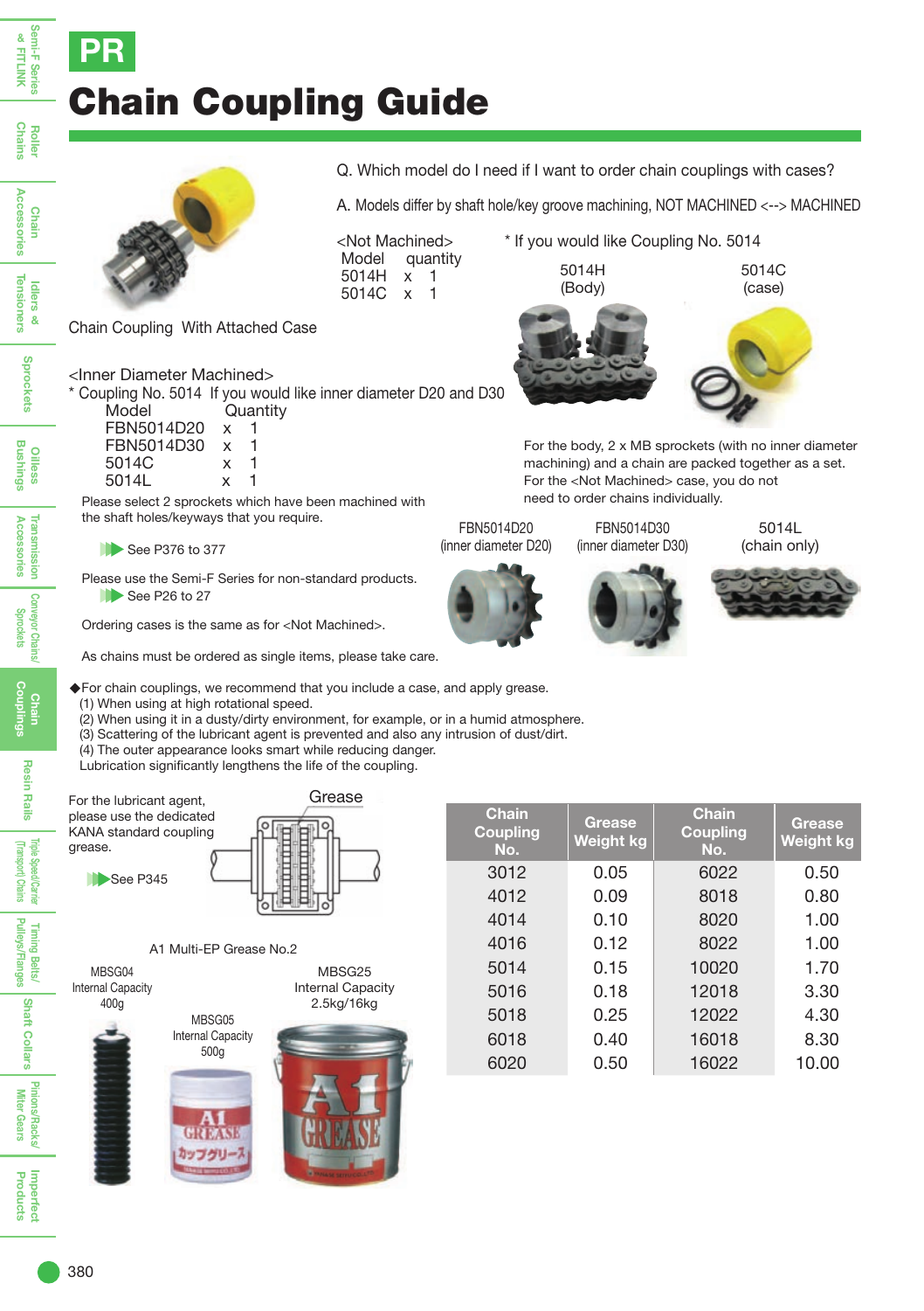# PR

# Chain Coupling Guide

Chain Coupling With Attached Case

Q. Which model do I need if I want to order chain couplings with cases?

A. Models differ by shaft hole/key groove machining, NOT MACHINED <--> MACHINED

<Not Machined>

| Model | quantity |
|---|---|
| 5014H | x 1 |
| 5014C | x 1 |

* If you would like Coupling No. 5014

5014H (Body)

5014C (case)

For the body, 2 x MB sprockets (with no inner diameter machining) and a chain are packed together as a set. For the <Not Machined> case, you do not need to order chains individually.

<Inner Diameter Machined>

* Coupling No. 5014 If you would like inner diameter D20 and D30

| Model | Quantity |
|---|---|
| FBN5014D20 | x 1 |
| FBN5014D30 | x 1 |
| 5014C | x 1 |
| 5014L | x 1 |

Please select 2 sprockets which have been machined with the shaft holes/keyways that you require.

See P376 to 377

Please use the Semi-F Series for non-standard products.

See P26 to 27

Ordering cases is the same as for <Not Machined>.

As chains must be ordered as single items, please take care.

FBN5014D20 (inner diameter D20)

FBN5014D30 (inner diameter D30)

5014L (chain only)

◆For chain couplings, we recommend that you include a case, and apply grease.
(1) When using at high rotational speed.
(2) When using it in a dusty/dirty environment, for example, or in a humid atmosphere.
(3) Scattering of the lubricant agent is prevented and also any intrusion of dust/dirt.
(4) The outer appearance looks smart while reducing danger.
Lubrication significantly lengthens the life of the coupling.

For the lubricant agent, please use the dedicated KANA standard coupling grease.

See P345

Grease

A1 Multi-EP Grease No.2

MBSG04
Internal Capacity
400g

MBSG05
Internal Capacity
500g

MBSG25
Internal Capacity
2.5kg/16kg

| Chain Coupling No. | Grease Weight kg | Chain Coupling No. | Grease Weight kg |
|---|---|---|---|
| 3012 | 0.05 | 6022 | 0.50 |
| 4012 | 0.09 | 8018 | 0.80 |
| 4014 | 0.10 | 8020 | 1.00 |
| 4016 | 0.12 | 8022 | 1.00 |
| 5014 | 0.15 | 10020 | 1.70 |
| 5016 | 0.18 | 12018 | 3.30 |
| 5018 | 0.25 | 12022 | 4.30 |
| 6018 | 0.40 | 16018 | 8.30 |
| 6020 | 0.50 | 16022 | 10.00 |